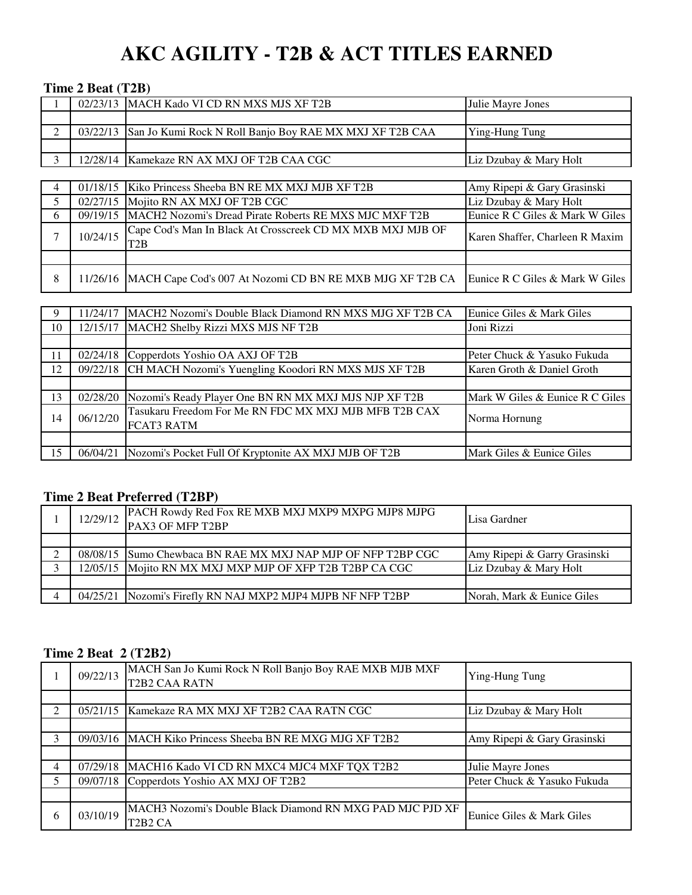# AKC AGILITY - T2B & ACT TITLES EARNED

### Time 2 Beat (T2B)

| # | Date | Dog | Owner(s) |
|---|---|---|---|
| 1 | 02/23/13 | MACH Kado VI CD RN MXS MJS XF T2B | Julie Mayre Jones |
| | | | |
| 2 | 03/22/13 | San Jo Kumi Rock N Roll Banjo Boy RAE MX MXJ XF T2B CAA | Ying-Hung Tung |
| | | | |
| 3 | 12/28/14 | Kamekaze RN AX MXJ OF T2B CAA CGC | Liz Dzubay & Mary Holt |
| 4 | 01/18/15 | Kiko Princess Sheeba BN RE MX MXJ MJB XF T2B | Amy Ripepi & Gary Grasinski |
| 5 | 02/27/15 | Mojito RN AX MXJ OF T2B CGC | Liz Dzubay & Mary Holt |
| 6 | 09/19/15 | MACH2 Nozomi's Dread Pirate Roberts RE MXS MJC MXF T2B | Eunice R C Giles & Mark W Giles |
| 7 | 10/24/15 | Cape Cod's Man In Black At Crosscreek CD MX MXB MXJ MJB OF T2B | Karen Shaffer, Charleen R Maxim |
| | | | |
| 8 | 11/26/16 | MACH Cape Cod's 007 At Nozomi CD BN RE MXB MJG XF T2B CA | Eunice R C Giles & Mark W Giles |
| 9 | 11/24/17 | MACH2 Nozomi's Double Black Diamond RN MXS MJG XF T2B CA | Eunice Giles & Mark Giles |
| 10 | 12/15/17 | MACH2 Shelby Rizzi MXS MJS NF T2B | Joni Rizzi |
| | | | |
| 11 | 02/24/18 | Copperdots Yoshio OA AXJ OF T2B | Peter Chuck & Yasuko Fukuda |
| 12 | 09/22/18 | CH MACH Nozomi's Yuengling Koodori RN MXS MJS XF T2B | Karen Groth & Daniel Groth |
| | | | |
| 13 | 02/28/20 | Nozomi's Ready Player One BN RN MX MXJ MJS NJP XF T2B | Mark W Giles & Eunice R C Giles |
| 14 | 06/12/20 | Tasukaru Freedom For Me RN FDC MX MXJ MJB MFB T2B CAX FCAT3 RATM | Norma Hornung |
| | | | |
| 15 | 06/04/21 | Nozomi's Pocket Full Of Kryptonite AX MXJ MJB OF T2B | Mark Giles & Eunice Giles |

### Time 2 Beat Preferred (T2BP)

| # | Date | Dog | Owner(s) |
|---|---|---|---|
| 1 | 12/29/12 | PACH Rowdy Red Fox RE MXB MXJ MXP9 MXPG MJP8 MJPG PAX3 OF MFP T2BP | Lisa Gardner |
| | | | |
| 2 | 08/08/15 | Sumo Chewbaca BN RAE MX MXJ NAP MJP OF NFP T2BP CGC | Amy Ripepi & Garry Grasinski |
| 3 | 12/05/15 | Mojito RN MX MXJ MXP MJP OF XFP T2B T2BP CA CGC | Liz Dzubay & Mary Holt |
| | | | |
| 4 | 04/25/21 | Nozomi's Firefly RN NAJ MXP2 MJP4 MJPB NF NFP T2BP | Norah, Mark & Eunice Giles |

### Time 2 Beat 2 (T2B2)

| # | Date | Dog | Owner(s) |
|---|---|---|---|
| 1 | 09/22/13 | MACH San Jo Kumi Rock N Roll Banjo Boy RAE MXB MJB MXF T2B2 CAA RATN | Ying-Hung Tung |
| | | | |
| 2 | 05/21/15 | Kamekaze RA MX MXJ XF T2B2 CAA RATN CGC | Liz Dzubay & Mary Holt |
| | | | |
| 3 | 09/03/16 | MACH Kiko Princess Sheeba BN RE MXG MJG XF T2B2 | Amy Ripepi & Gary Grasinski |
| | | | |
| 4 | 07/29/18 | MACH16 Kado VI CD RN MXC4 MJC4 MXF TQX T2B2 | Julie Mayre Jones |
| 5 | 09/07/18 | Copperdots Yoshio AX MXJ OF T2B2 | Peter Chuck & Yasuko Fukuda |
| | | | |
| 6 | 03/10/19 | MACH3 Nozomi's Double Black Diamond RN MXG PAD MJC PJD XF T2B2 CA | Eunice Giles & Mark Giles |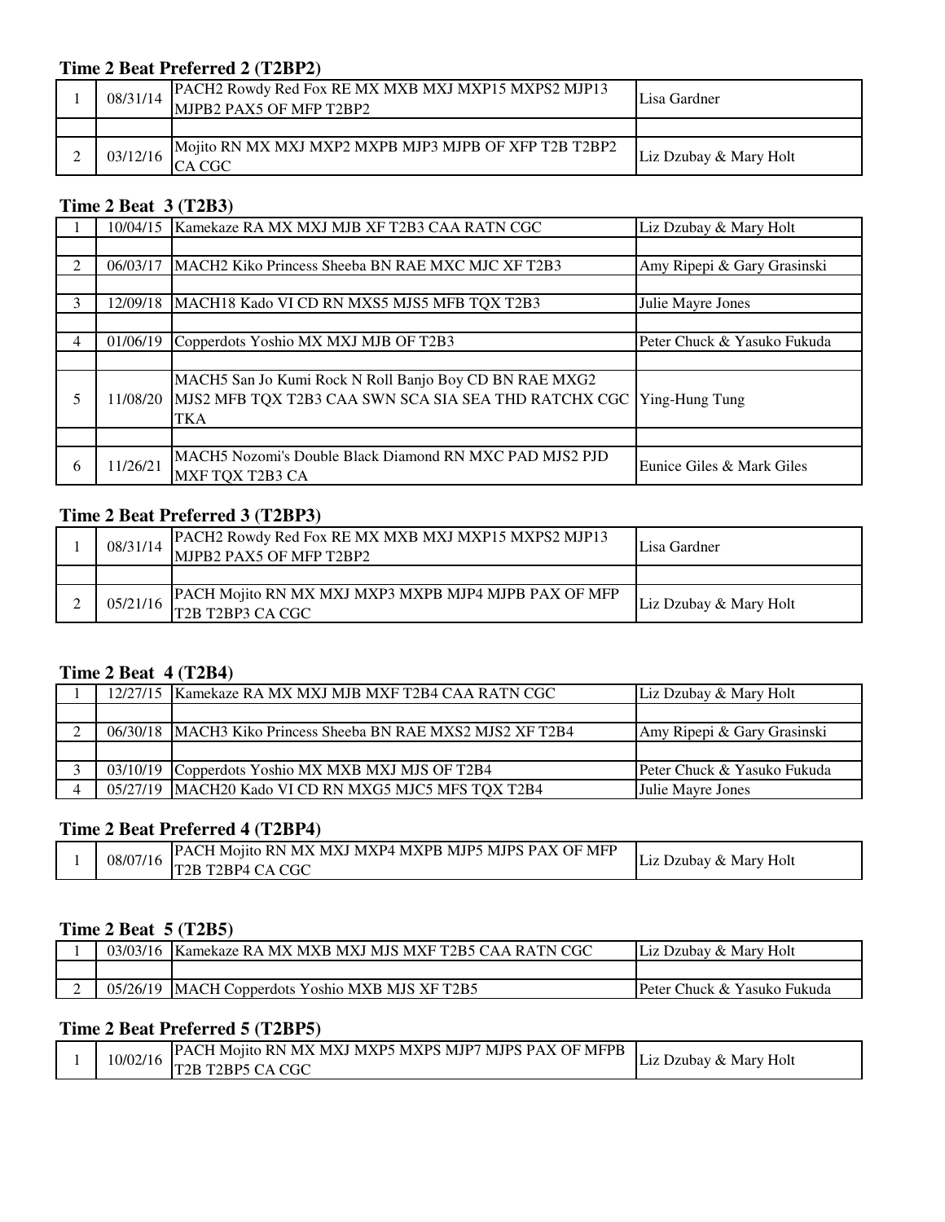### Time 2 Beat Preferred 2 (T2BP2)

| | | | |
|---|---|---|---|
| 1 | 08/31/14 | PACH2 Rowdy Red Fox RE MX MXB MXJ MXP15 MXPS2 MJP13 MJPB2 PAX5 OF MFP T2BP2 | Lisa Gardner |
| | | | |
| 2 | 03/12/16 | Mojito RN MX MXJ MXP2 MXPB MJP3 MJPB OF XFP T2B T2BP2 CA CGC | Liz Dzubay & Mary Holt |

### Time 2 Beat 3 (T2B3)

| | | | |
|---|---|---|---|
| 1 | 10/04/15 | Kamekaze RA MX MXJ MJB XF T2B3 CAA RATN CGC | Liz Dzubay & Mary Holt |
| | | | |
| 2 | 06/03/17 | MACH2 Kiko Princess Sheeba BN RAE MXC MJC XF T2B3 | Amy Ripepi & Gary Grasinski |
| | | | |
| 3 | 12/09/18 | MACH18 Kado VI CD RN MXS5 MJS5 MFB TQX T2B3 | Julie Mayre Jones |
| | | | |
| 4 | 01/06/19 | Copperdots Yoshio MX MXJ MJB OF T2B3 | Peter Chuck & Yasuko Fukuda |
| | | | |
| 5 | 11/08/20 | MACH5 San Jo Kumi Rock N Roll Banjo Boy CD BN RAE MXG2 MJS2 MFB TQX T2B3 CAA SWN SCA SIA SEA THD RATCHX CGC TKA | Ying-Hung Tung |
| | | | |
| 6 | 11/26/21 | MACH5 Nozomi's Double Black Diamond RN MXC PAD MJS2 PJD MXF TQX T2B3 CA | Eunice Giles & Mark Giles |

### Time 2 Beat Preferred 3 (T2BP3)

| | | | |
|---|---|---|---|
| 1 | 08/31/14 | PACH2 Rowdy Red Fox RE MX MXB MXJ MXP15 MXPS2 MJP13 MJPB2 PAX5 OF MFP T2BP2 | Lisa Gardner |
| | | | |
| 2 | 05/21/16 | PACH Mojito RN MX MXJ MXP3 MXPB MJP4 MJPB PAX OF MFP T2B T2BP3 CA CGC | Liz Dzubay & Mary Holt |

### Time 2 Beat 4 (T2B4)

| | | | |
|---|---|---|---|
| 1 | 12/27/15 | Kamekaze RA MX MXJ MJB MXF T2B4 CAA RATN CGC | Liz Dzubay & Mary Holt |
| | | | |
| 2 | 06/30/18 | MACH3 Kiko Princess Sheeba BN RAE MXS2 MJS2 XF T2B4 | Amy Ripepi & Gary Grasinski |
| | | | |
| 3 | 03/10/19 | Copperdots Yoshio MX MXB MXJ MJS OF T2B4 | Peter Chuck & Yasuko Fukuda |
| 4 | 05/27/19 | MACH20 Kado VI CD RN MXG5 MJC5 MFS TQX T2B4 | Julie Mayre Jones |

### Time 2 Beat Preferred 4 (T2BP4)

| | | | |
|---|---|---|---|
| 1 | 08/07/16 | PACH Mojito RN MX MXJ MXP4 MXPB MJP5 MJPS PAX OF MFP T2B T2BP4 CA CGC | Liz Dzubay & Mary Holt |

### Time 2 Beat 5 (T2B5)

| | | | |
|---|---|---|---|
| 1 | 03/03/16 | Kamekaze RA MX MXB MXJ MJS MXF T2B5 CAA RATN CGC | Liz Dzubay & Mary Holt |
| | | | |
| 2 | 05/26/19 | MACH Copperdots Yoshio MXB MJS XF T2B5 | Peter Chuck & Yasuko Fukuda |

### Time 2 Beat Preferred 5 (T2BP5)

| | | | |
|---|---|---|---|
| 1 | 10/02/16 | PACH Mojito RN MX MXJ MXP5 MXPS MJP7 MJPS PAX OF MFPB T2B T2BP5 CA CGC | Liz Dzubay & Mary Holt |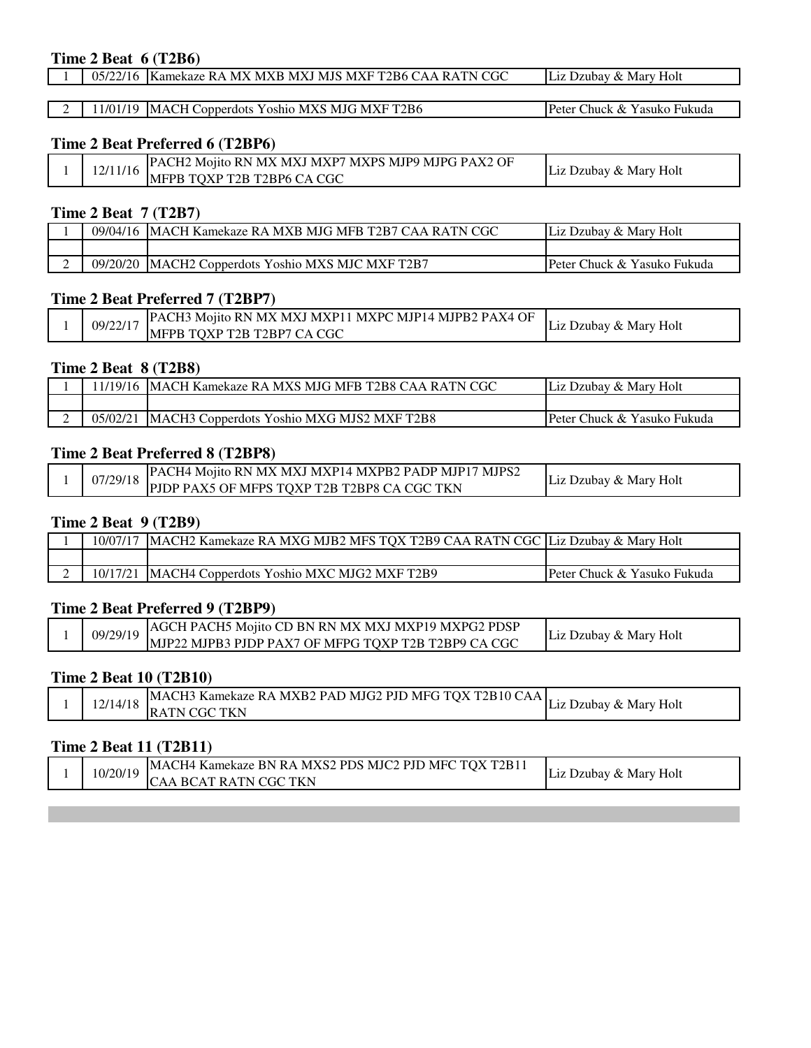### Time 2 Beat 6 (T2B6)

| | | | |
|---|---|---|---|
| 1 | 05/22/16 | Kamekaze RA MX MXB MXJ MJS MXF T2B6 CAA RATN CGC | Liz Dzubay & Mary Holt |
| | | | |
| 2 | 11/01/19 | MACH Copperdots Yoshio MXS MJG MXF T2B6 | Peter Chuck & Yasuko Fukuda |

### Time 2 Beat Preferred 6 (T2BP6)

| | | | |
|---|---|---|---|
| 1 | 12/11/16 | PACH2 Mojito RN MX MXJ MXP7 MXPS MJP9 MJPG PAX2 OF MFPB TQXP T2B T2BP6 CA CGC | Liz Dzubay & Mary Holt |

### Time 2 Beat 7 (T2B7)

| | | | |
|---|---|---|---|
| 1 | 09/04/16 | MACH Kamekaze RA MXB MJG MFB T2B7 CAA RATN CGC | Liz Dzubay & Mary Holt |
| | | | |
| 2 | 09/20/20 | MACH2 Copperdots Yoshio MXS MJC MXF T2B7 | Peter Chuck & Yasuko Fukuda |

### Time 2 Beat Preferred 7 (T2BP7)

| | | | |
|---|---|---|---|
| 1 | 09/22/17 | PACH3 Mojito RN MX MXJ MXP11 MXPC MJP14 MJPB2 PAX4 OF MFPB TQXP T2B T2BP7 CA CGC | Liz Dzubay & Mary Holt |

### Time 2 Beat 8 (T2B8)

| | | | |
|---|---|---|---|
| 1 | 11/19/16 | MACH Kamekaze RA MXS MJG MFB T2B8 CAA RATN CGC | Liz Dzubay & Mary Holt |
| | | | |
| 2 | 05/02/21 | MACH3 Copperdots Yoshio MXG MJS2 MXF T2B8 | Peter Chuck & Yasuko Fukuda |

### Time 2 Beat Preferred 8 (T2BP8)

| | | | |
|---|---|---|---|
| 1 | 07/29/18 | PACH4 Mojito RN MX MXJ MXP14 MXPB2 PADP MJP17 MJPS2 PJDP PAX5 OF MFPS TQXP T2B T2BP8 CA CGC TKN | Liz Dzubay & Mary Holt |

### Time 2 Beat 9 (T2B9)

| | | | |
|---|---|---|---|
| 1 | 10/07/17 | MACH2 Kamekaze RA MXG MJB2 MFS TQX T2B9 CAA RATN CGC | Liz Dzubay & Mary Holt |
| | | | |
| 2 | 10/17/21 | MACH4 Copperdots Yoshio MXC MJG2 MXF T2B9 | Peter Chuck & Yasuko Fukuda |

### Time 2 Beat Preferred 9 (T2BP9)

| | | | |
|---|---|---|---|
| 1 | 09/29/19 | AGCH PACH5 Mojito CD BN RN MX MXJ MXP19 MXPG2 PDSP MJP22 MJPB3 PJDP PAX7 OF MFPG TQXP T2B T2BP9 CA CGC | Liz Dzubay & Mary Holt |

### Time 2 Beat 10 (T2B10)

| | | | |
|---|---|---|---|
| 1 | 12/14/18 | MACH3 Kamekaze RA MXB2 PAD MJG2 PJD MFG TQX T2B10 CAA RATN CGC TKN | Liz Dzubay & Mary Holt |

### Time 2 Beat 11 (T2B11)

| | | | |
|---|---|---|---|
| 1 | 10/20/19 | MACH4 Kamekaze BN RA MXS2 PDS MJC2 PJD MFC TQX T2B11 CAA BCAT RATN CGC TKN | Liz Dzubay & Mary Holt |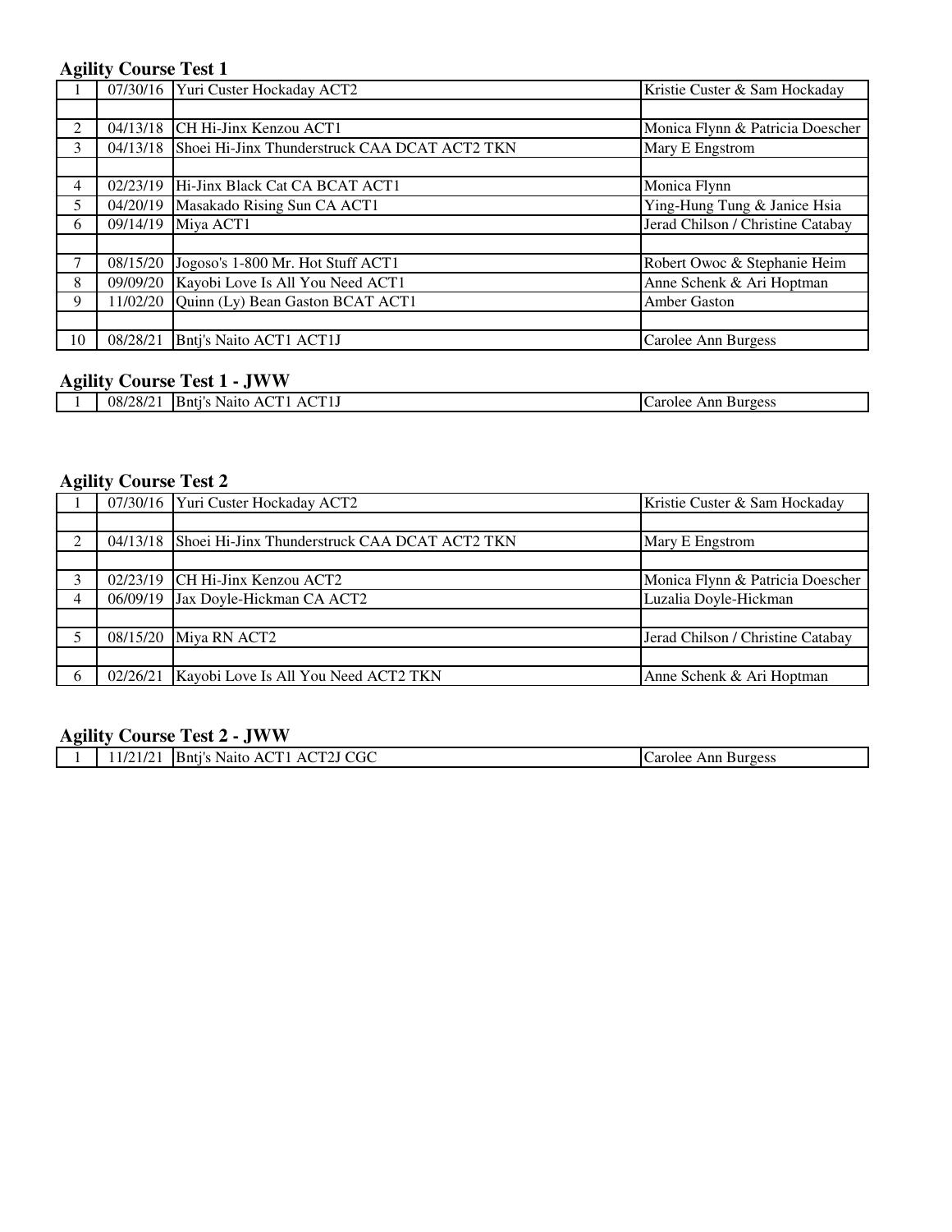### Agility Course Test 1

| | | | |
|---|---|---|---|
| 1 | 07/30/16 | Yuri Custer Hockaday ACT2 | Kristie Custer & Sam Hockaday |
| | | | |
| 2 | 04/13/18 | CH Hi-Jinx Kenzou ACT1 | Monica Flynn & Patricia Doescher |
| 3 | 04/13/18 | Shoei Hi-Jinx Thunderstruck CAA DCAT ACT2 TKN | Mary E Engstrom |
| | | | |
| 4 | 02/23/19 | Hi-Jinx Black Cat CA BCAT ACT1 | Monica Flynn |
| 5 | 04/20/19 | Masakado Rising Sun CA ACT1 | Ying-Hung Tung & Janice Hsia |
| 6 | 09/14/19 | Miya ACT1 | Jerad Chilson / Christine Catabay |
| | | | |
| 7 | 08/15/20 | Jogoso's 1-800 Mr. Hot Stuff ACT1 | Robert Owoc & Stephanie Heim |
| 8 | 09/09/20 | Kayobi Love Is All You Need ACT1 | Anne Schenk & Ari Hoptman |
| 9 | 11/02/20 | Quinn (Ly) Bean Gaston BCAT ACT1 | Amber Gaston |
| | | | |
| 10 | 08/28/21 | Bntj's Naito ACT1 ACT1J | Carolee Ann Burgess |

### Agility Course Test 1 - JWW

| | | | |
|---|---|---|---|
| 1 | 08/28/21 | Bntj's Naito ACT1 ACT1J | Carolee Ann Burgess |

### Agility Course Test 2

| | | | |
|---|---|---|---|
| 1 | 07/30/16 | Yuri Custer Hockaday ACT2 | Kristie Custer & Sam Hockaday |
| | | | |
| 2 | 04/13/18 | Shoei Hi-Jinx Thunderstruck CAA DCAT ACT2 TKN | Mary E Engstrom |
| | | | |
| 3 | 02/23/19 | CH Hi-Jinx Kenzou ACT2 | Monica Flynn & Patricia Doescher |
| 4 | 06/09/19 | Jax Doyle-Hickman CA ACT2 | Luzalia Doyle-Hickman |
| | | | |
| 5 | 08/15/20 | Miya RN ACT2 | Jerad Chilson / Christine Catabay |
| | | | |
| 6 | 02/26/21 | Kayobi Love Is All You Need ACT2 TKN | Anne Schenk & Ari Hoptman |

### Agility Course Test 2 - JWW

| | | | |
|---|---|---|---|
| 1 | 11/21/21 | Bntj's Naito ACT1 ACT2J CGC | Carolee Ann Burgess |